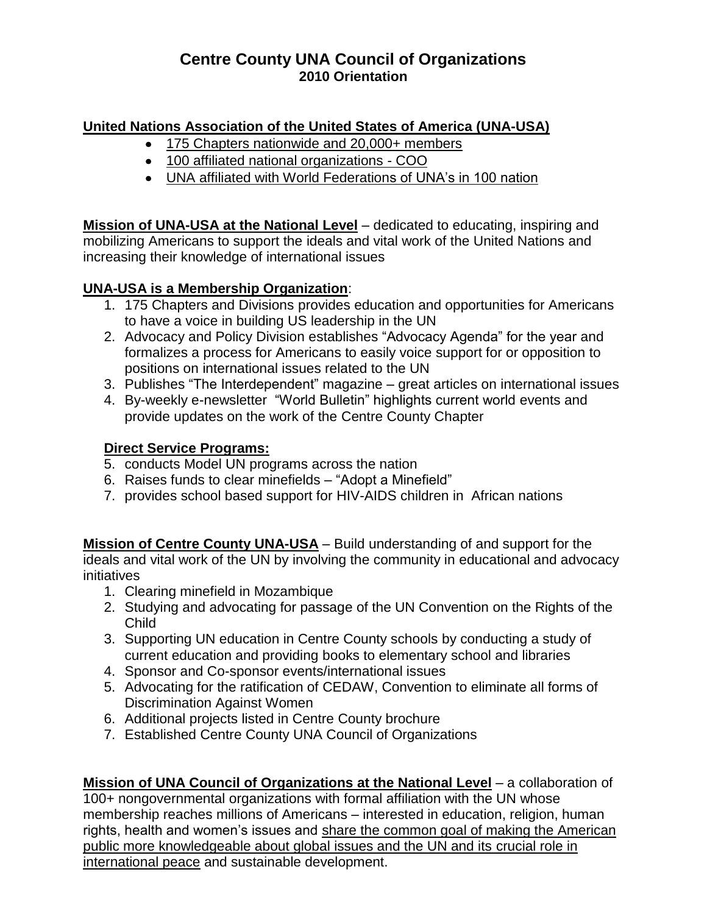# Centre County UNA Council of Organizations
## 2010 Orientation

### United Nations Association of the United States of America (UNA-USA)

- 175 Chapters nationwide and 20,000+ members
- 100 affiliated national organizations - COO
- UNA affiliated with World Federations of UNA's in 100 nation

**Mission of UNA-USA at the National Level** – dedicated to educating, inspiring and mobilizing Americans to support the ideals and vital work of the United Nations and increasing their knowledge of international issues

**UNA-USA is a Membership Organization**:

1. 175 Chapters and Divisions provides education and opportunities for Americans to have a voice in building US leadership in the UN
2. Advocacy and Policy Division establishes "Advocacy Agenda" for the year and formalizes a process for Americans to easily voice support for or opposition to positions on international issues related to the UN
3. Publishes "The Interdependent" magazine – great articles on international issues
4. By-weekly e-newsletter "World Bulletin" highlights current world events and provide updates on the work of the Centre County Chapter

**Direct Service Programs:**

5. conducts Model UN programs across the nation
6. Raises funds to clear minefields – "Adopt a Minefield"
7. provides school based support for HIV-AIDS children in African nations

**Mission of Centre County UNA-USA** – Build understanding of and support for the ideals and vital work of the UN by involving the community in educational and advocacy initiatives

1. Clearing minefield in Mozambique
2. Studying and advocating for passage of the UN Convention on the Rights of the Child
3. Supporting UN education in Centre County schools by conducting a study of current education and providing books to elementary school and libraries
4. Sponsor and Co-sponsor events/international issues
5. Advocating for the ratification of CEDAW, Convention to eliminate all forms of Discrimination Against Women
6. Additional projects listed in Centre County brochure
7. Established Centre County UNA Council of Organizations

**Mission of UNA Council of Organizations at the National Level** – a collaboration of 100+ nongovernmental organizations with formal affiliation with the UN whose membership reaches millions of Americans – interested in education, religion, human rights, health and women's issues and share the common goal of making the American public more knowledgeable about global issues and the UN and its crucial role in international peace and sustainable development.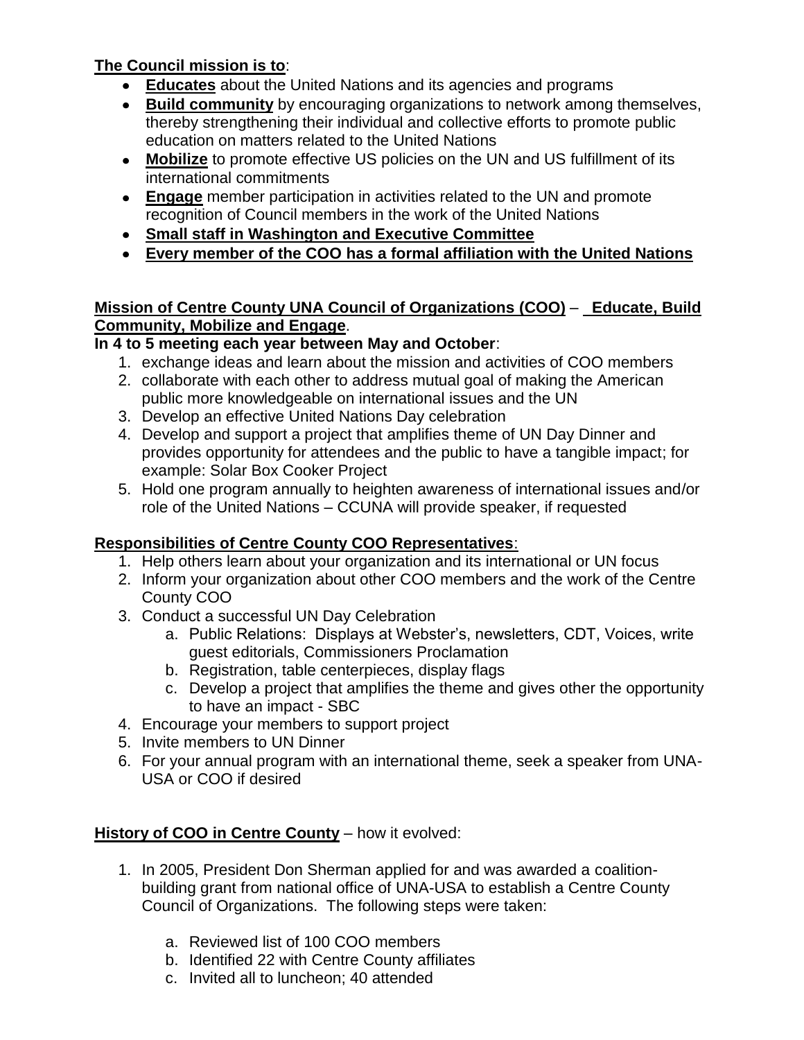**<u>The Council mission is to</u>**:

- **<u>Educates</u>** about the United Nations and its agencies and programs
- **<u>Build community</u>** by encouraging organizations to network among themselves, thereby strengthening their individual and collective efforts to promote public education on matters related to the United Nations
- **<u>Mobilize</u>** to promote effective US policies on the UN and US fulfillment of its international commitments
- **<u>Engage</u>** member participation in activities related to the UN and promote recognition of Council members in the work of the United Nations
- **<u>Small staff in Washington and Executive Committee</u>**
- **<u>Every member of the COO has a formal affiliation with the United Nations</u>**

**<u>Mission of Centre County UNA Council of Organizations (COO)</u>** – **<u>Educate, Build Community, Mobilize and Engage</u>**.

**In 4 to 5 meeting each year between May and October**:

1. exchange ideas and learn about the mission and activities of COO members
2. collaborate with each other to address mutual goal of making the American public more knowledgeable on international issues and the UN
3. Develop an effective United Nations Day celebration
4. Develop and support a project that amplifies theme of UN Day Dinner and provides opportunity for attendees and the public to have a tangible impact; for example: Solar Box Cooker Project
5. Hold one program annually to heighten awareness of international issues and/or role of the United Nations – CCUNA will provide speaker, if requested

**<u>Responsibilities of Centre County COO Representatives</u>**:

1. Help others learn about your organization and its international or UN focus
2. Inform your organization about other COO members and the work of the Centre County COO
3. Conduct a successful UN Day Celebration
   a. Public Relations: Displays at Webster's, newsletters, CDT, Voices, write guest editorials, Commissioners Proclamation
   b. Registration, table centerpieces, display flags
   c. Develop a project that amplifies the theme and gives other the opportunity to have an impact - SBC
4. Encourage your members to support project
5. Invite members to UN Dinner
6. For your annual program with an international theme, seek a speaker from UNA-USA or COO if desired

**<u>History of COO in Centre County</u>** – how it evolved:

1. In 2005, President Don Sherman applied for and was awarded a coalition-building grant from national office of UNA-USA to establish a Centre County Council of Organizations. The following steps were taken:

   a. Reviewed list of 100 COO members
   b. Identified 22 with Centre County affiliates
   c. Invited all to luncheon; 40 attended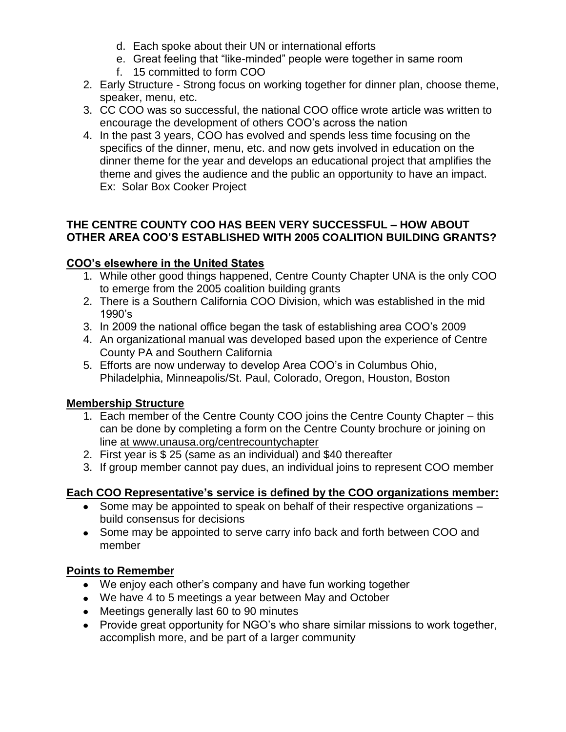d. Each spoke about their UN or international efforts
   e. Great feeling that "like-minded" people were together in same room
   f. 15 committed to form COO
2. <u>Early Structure</u> - Strong focus on working together for dinner plan, choose theme, speaker, menu, etc.
3. CC COO was so successful, the national COO office wrote article was written to encourage the development of others COO's across the nation
4. In the past 3 years, COO has evolved and spends less time focusing on the specifics of the dinner, menu, etc. and now gets involved in education on the dinner theme for the year and develops an educational project that amplifies the theme and gives the audience and the public an opportunity to have an impact. Ex: Solar Box Cooker Project

**THE CENTRE COUNTY COO HAS BEEN VERY SUCCESSFUL – HOW ABOUT OTHER AREA COO'S ESTABLISHED WITH 2005 COALITION BUILDING GRANTS?**

**<u>COO's elsewhere in the United States</u>**

1. While other good things happened, Centre County Chapter UNA is the only COO to emerge from the 2005 coalition building grants
2. There is a Southern California COO Division, which was established in the mid 1990's
3. In 2009 the national office began the task of establishing area COO's 2009
4. An organizational manual was developed based upon the experience of Centre County PA and Southern California
5. Efforts are now underway to develop Area COO's in Columbus Ohio, Philadelphia, Minneapolis/St. Paul, Colorado, Oregon, Houston, Boston

**<u>Membership Structure</u>**

1. Each member of the Centre County COO joins the Centre County Chapter – this can be done by completing a form on the Centre County brochure or joining on line <u>at www.unausa.org/centrecountychapter</u>
2. First year is $ 25 (same as an individual) and $40 thereafter
3. If group member cannot pay dues, an individual joins to represent COO member

**<u>Each COO Representative's service is defined by the COO organizations member:</u>**

- Some may be appointed to speak on behalf of their respective organizations – build consensus for decisions
- Some may be appointed to serve carry info back and forth between COO and member

**<u>Points to Remember</u>**

- We enjoy each other's company and have fun working together
- We have 4 to 5 meetings a year between May and October
- Meetings generally last 60 to 90 minutes
- Provide great opportunity for NGO's who share similar missions to work together, accomplish more, and be part of a larger community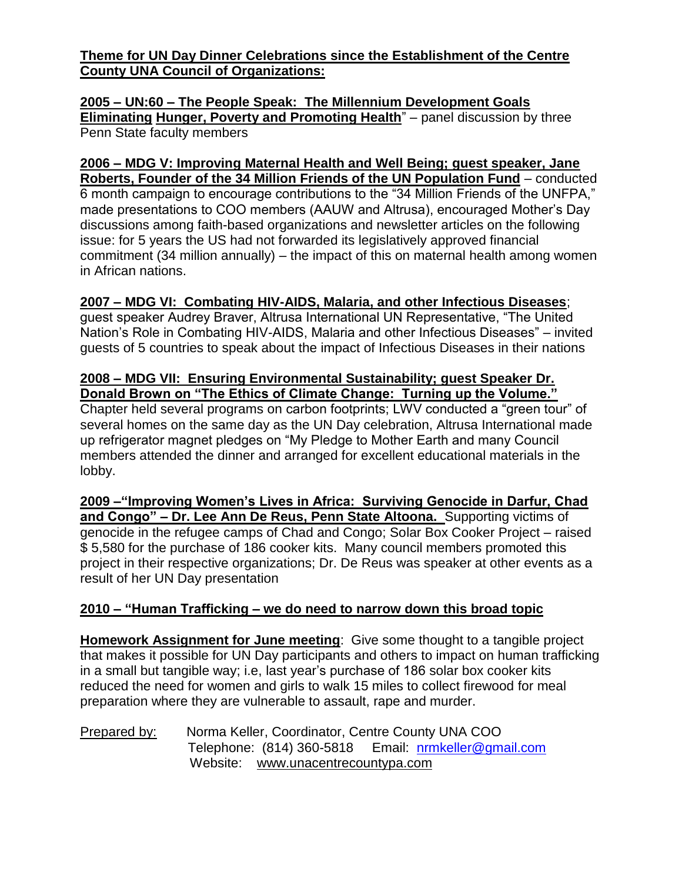**Theme for UN Day Dinner Celebrations since the Establishment of the Centre County UNA Council of Organizations:**

**2005 – UN:60 – The People Speak: The Millennium Development Goals Eliminating Hunger, Poverty and Promoting Health**" – panel discussion by three Penn State faculty members

**2006 – MDG V: Improving Maternal Health and Well Being; guest speaker, Jane Roberts, Founder of the 34 Million Friends of the UN Population Fund** – conducted 6 month campaign to encourage contributions to the "34 Million Friends of the UNFPA," made presentations to COO members (AAUW and Altrusa), encouraged Mother's Day discussions among faith-based organizations and newsletter articles on the following issue: for 5 years the US had not forwarded its legislatively approved financial commitment (34 million annually) – the impact of this on maternal health among women in African nations.

**2007 – MDG VI: Combating HIV-AIDS, Malaria, and other Infectious Diseases**; guest speaker Audrey Braver, Altrusa International UN Representative, "The United Nation's Role in Combating HIV-AIDS, Malaria and other Infectious Diseases" – invited guests of 5 countries to speak about the impact of Infectious Diseases in their nations

**2008 – MDG VII: Ensuring Environmental Sustainability; guest Speaker Dr. Donald Brown on "The Ethics of Climate Change: Turning up the Volume."** Chapter held several programs on carbon footprints; LWV conducted a "green tour" of several homes on the same day as the UN Day celebration, Altrusa International made up refrigerator magnet pledges on "My Pledge to Mother Earth and many Council members attended the dinner and arranged for excellent educational materials in the lobby.

**2009 –"Improving Women's Lives in Africa: Surviving Genocide in Darfur, Chad and Congo" – Dr. Lee Ann De Reus, Penn State Altoona.** Supporting victims of genocide in the refugee camps of Chad and Congo; Solar Box Cooker Project – raised $ 5,580 for the purchase of 186 cooker kits. Many council members promoted this project in their respective organizations; Dr. De Reus was speaker at other events as a result of her UN Day presentation

**2010 – "Human Trafficking – we do need to narrow down this broad topic**

**Homework Assignment for June meeting**: Give some thought to a tangible project that makes it possible for UN Day participants and others to impact on human trafficking in a small but tangible way; i.e, last year's purchase of 186 solar box cooker kits reduced the need for women and girls to walk 15 miles to collect firewood for meal preparation where they are vulnerable to assault, rape and murder.

Prepared by: Norma Keller, Coordinator, Centre County UNA COO
Telephone: (814) 360-5818 Email: nrmkeller@gmail.com
Website: www.unacentrecountypa.com